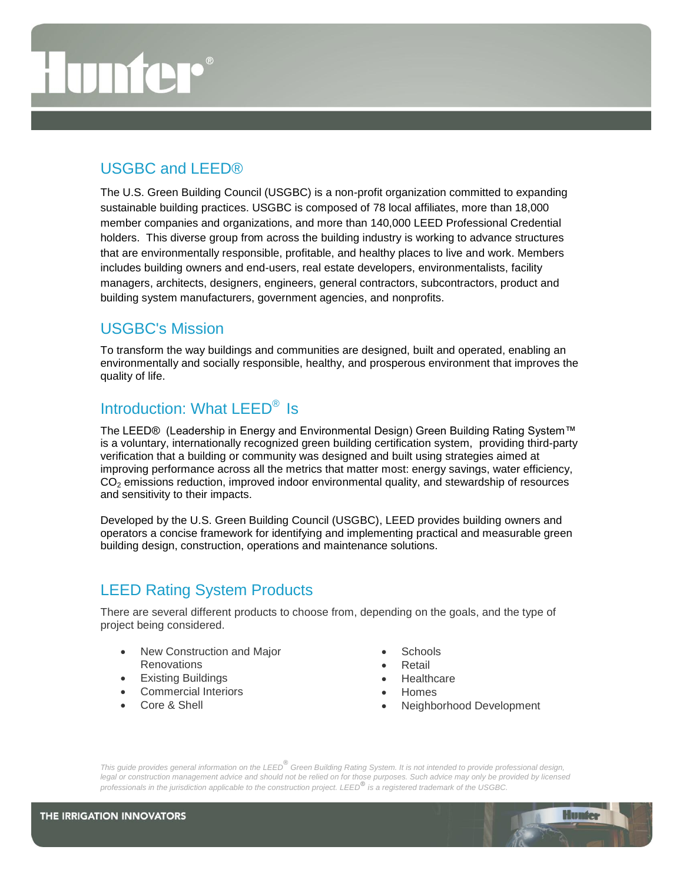## USGBC and LEED®

The U.S. Green Building Council (USGBC) is a non-profit organization committed to expanding sustainable building practices. USGBC is composed of 78 local affiliates, more than 18,000 member companies and organizations, and more than 140,000 LEED Professional Credential holders. This diverse group from across the building industry is working to advance structures that are environmentally responsible, profitable, and healthy places to live and work. Members includes building owners and end-users, real estate developers, environmentalists, facility managers, architects, designers, engineers, general contractors, subcontractors, product and building system manufacturers, government agencies, and nonprofits.

## USGBC's Mission

To transform the way buildings and communities are designed, built and operated, enabling an environmentally and socially responsible, healthy, and prosperous environment that improves the quality of life.

## Introduction: What LEED® Is

The LEED® (Leadership in Energy and Environmental Design) Green Building Rating System™ is a voluntary, internationally recognized green building certification system, providing third-party verification that a building or community was designed and built using strategies aimed at improving performance across all the metrics that matter most: energy savings, water efficiency, $CO_2$ emissions reduction, improved indoor environmental quality, and stewardship of resources and sensitivity to their impacts.

Developed by the U.S. Green Building Council (USGBC), LEED provides building owners and operators a concise framework for identifying and implementing practical and measurable green building design, construction, operations and maintenance solutions.

## LEED Rating System Products

There are several different products to choose from, depending on the goals, and the type of project being considered.

- New Construction and Major Renovations
- Existing Buildings
- Commercial Interiors
- Core & Shell
- Schools
- Retail
- Healthcare
- Homes
- Neighborhood Development

*This guide provides general information on the LEED® Green Building Rating System. It is not intended to provide professional design, legal or construction management advice and should not be relied on for those purposes. Such advice may only be provided by licensed professionals in the jurisdiction applicable to the construction project. LEED® is a registered trademark of the USGBC.*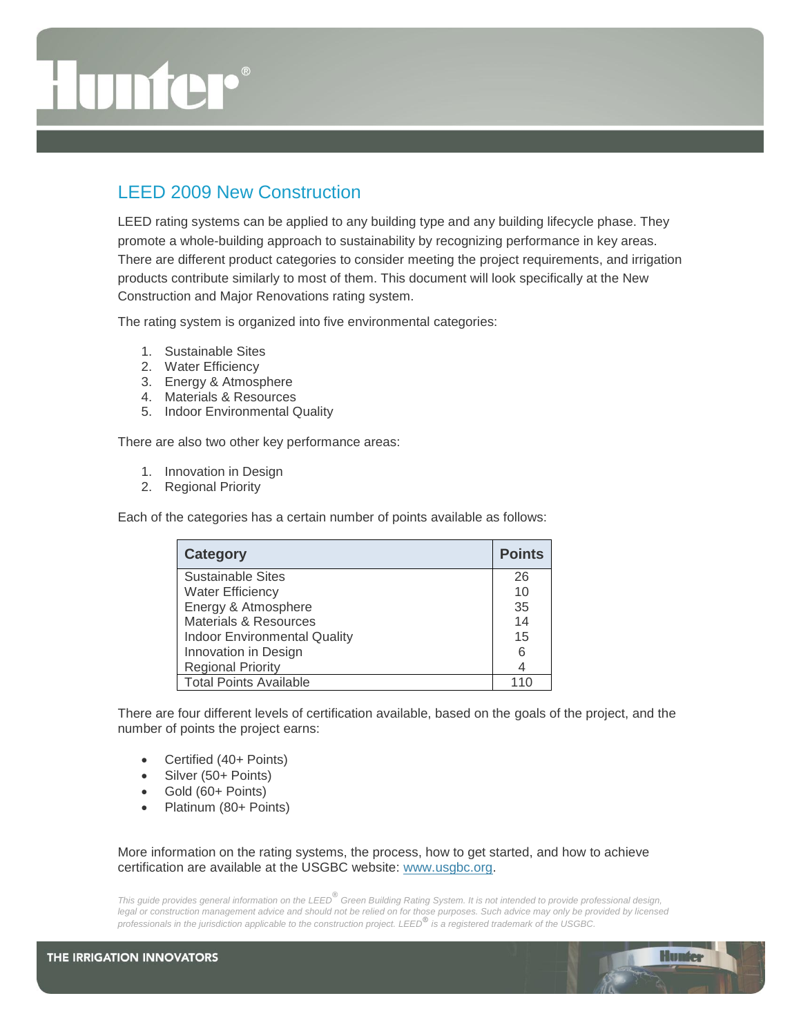## LEED 2009 New Construction

LEED rating systems can be applied to any building type and any building lifecycle phase. They promote a whole-building approach to sustainability by recognizing performance in key areas. There are different product categories to consider meeting the project requirements, and irrigation products contribute similarly to most of them. This document will look specifically at the New Construction and Major Renovations rating system.

The rating system is organized into five environmental categories:

1. Sustainable Sites
2. Water Efficiency
3. Energy & Atmosphere
4. Materials & Resources
5. Indoor Environmental Quality

There are also two other key performance areas:

1. Innovation in Design
2. Regional Priority

Each of the categories has a certain number of points available as follows:

| Category | Points |
|---|---|
| Sustainable Sites | 26 |
| Water Efficiency | 10 |
| Energy & Atmosphere | 35 |
| Materials & Resources | 14 |
| Indoor Environmental Quality | 15 |
| Innovation in Design | 6 |
| Regional Priority | 4 |
| Total Points Available | 110 |

There are four different levels of certification available, based on the goals of the project, and the number of points the project earns:

- Certified (40+ Points)
- Silver (50+ Points)
- Gold (60+ Points)
- Platinum (80+ Points)

More information on the rating systems, the process, how to get started, and how to achieve certification are available at the USGBC website: www.usgbc.org.

*This guide provides general information on the LEED® Green Building Rating System. It is not intended to provide professional design, legal or construction management advice and should not be relied on for those purposes. Such advice may only be provided by licensed professionals in the jurisdiction applicable to the construction project. LEED® is a registered trademark of the USGBC.*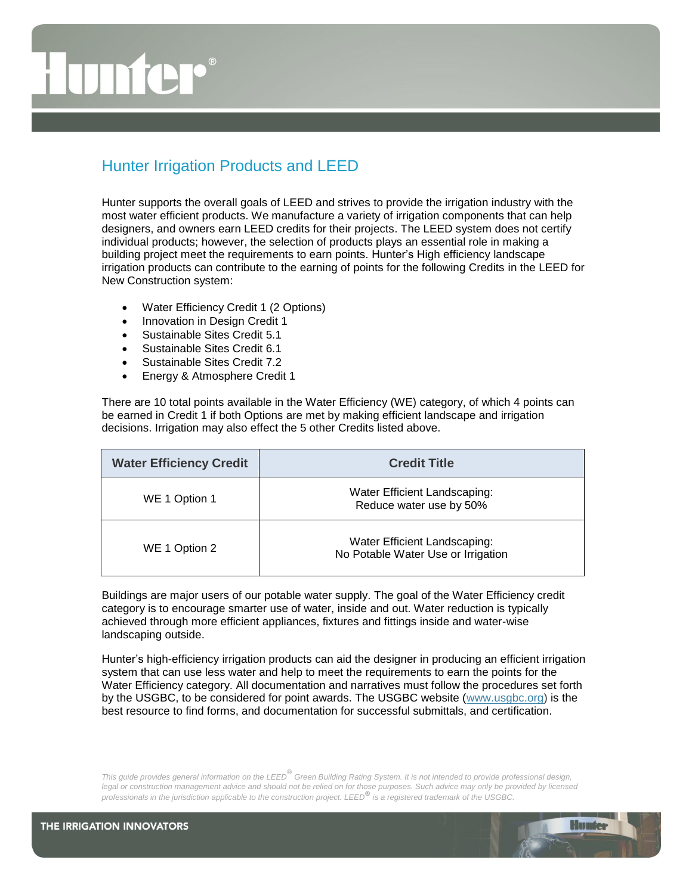## Hunter Irrigation Products and LEED

Hunter supports the overall goals of LEED and strives to provide the irrigation industry with the most water efficient products. We manufacture a variety of irrigation components that can help designers, and owners earn LEED credits for their projects. The LEED system does not certify individual products; however, the selection of products plays an essential role in making a building project meet the requirements to earn points. Hunter's High efficiency landscape irrigation products can contribute to the earning of points for the following Credits in the LEED for New Construction system:

- Water Efficiency Credit 1 (2 Options)
- Innovation in Design Credit 1
- Sustainable Sites Credit 5.1
- Sustainable Sites Credit 6.1
- Sustainable Sites Credit 7.2
- Energy & Atmosphere Credit 1

There are 10 total points available in the Water Efficiency (WE) category, of which 4 points can be earned in Credit 1 if both Options are met by making efficient landscape and irrigation decisions. Irrigation may also effect the 5 other Credits listed above.

| Water Efficiency Credit | Credit Title |
|---|---|
| WE 1 Option 1 | Water Efficient Landscaping: Reduce water use by 50% |
| WE 1 Option 2 | Water Efficient Landscaping: No Potable Water Use or Irrigation |

Buildings are major users of our potable water supply. The goal of the Water Efficiency credit category is to encourage smarter use of water, inside and out. Water reduction is typically achieved through more efficient appliances, fixtures and fittings inside and water-wise landscaping outside.

Hunter's high-efficiency irrigation products can aid the designer in producing an efficient irrigation system that can use less water and help to meet the requirements to earn the points for the Water Efficiency category. All documentation and narratives must follow the procedures set forth by the USGBC, to be considered for point awards. The USGBC website (www.usgbc.org) is the best resource to find forms, and documentation for successful submittals, and certification.

*This guide provides general information on the LEED® Green Building Rating System. It is not intended to provide professional design, legal or construction management advice and should not be relied on for those purposes. Such advice may only be provided by licensed professionals in the jurisdiction applicable to the construction project. LEED® is a registered trademark of the USGBC.*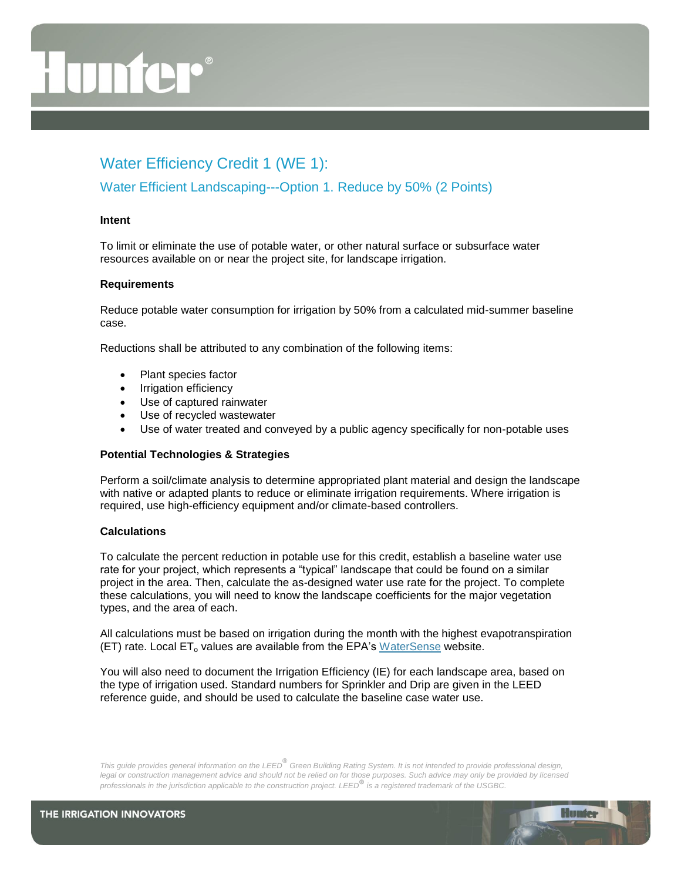## Water Efficiency Credit 1 (WE 1):

### Water Efficient Landscaping---Option 1. Reduce by 50% (2 Points)

**Intent**

To limit or eliminate the use of potable water, or other natural surface or subsurface water resources available on or near the project site, for landscape irrigation.

**Requirements**

Reduce potable water consumption for irrigation by 50% from a calculated mid-summer baseline case.

Reductions shall be attributed to any combination of the following items:

- Plant species factor
- Irrigation efficiency
- Use of captured rainwater
- Use of recycled wastewater
- Use of water treated and conveyed by a public agency specifically for non-potable uses

**Potential Technologies & Strategies**

Perform a soil/climate analysis to determine appropriated plant material and design the landscape with native or adapted plants to reduce or eliminate irrigation requirements. Where irrigation is required, use high-efficiency equipment and/or climate-based controllers.

**Calculations**

To calculate the percent reduction in potable use for this credit, establish a baseline water use rate for your project, which represents a "typical" landscape that could be found on a similar project in the area. Then, calculate the as-designed water use rate for the project. To complete these calculations, you will need to know the landscape coefficients for the major vegetation types, and the area of each.

All calculations must be based on irrigation during the month with the highest evapotranspiration (ET) rate. Local $ET_o$ values are available from the EPA's WaterSense website.

You will also need to document the Irrigation Efficiency (IE) for each landscape area, based on the type of irrigation used. Standard numbers for Sprinkler and Drip are given in the LEED reference guide, and should be used to calculate the baseline case water use.

*This guide provides general information on the LEED® Green Building Rating System. It is not intended to provide professional design, legal or construction management advice and should not be relied on for those purposes. Such advice may only be provided by licensed professionals in the jurisdiction applicable to the construction project. LEED® is a registered trademark of the USGBC.*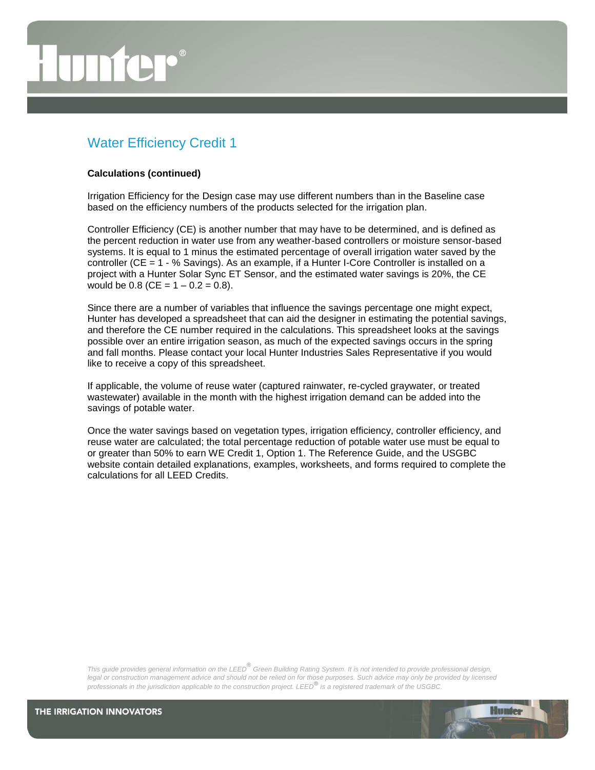## Water Efficiency Credit 1

**Calculations (continued)**

Irrigation Efficiency for the Design case may use different numbers than in the Baseline case based on the efficiency numbers of the products selected for the irrigation plan.

Controller Efficiency (CE) is another number that may have to be determined, and is defined as the percent reduction in water use from any weather-based controllers or moisture sensor-based systems. It is equal to 1 minus the estimated percentage of overall irrigation water saved by the controller (CE = 1 - % Savings). As an example, if a Hunter I-Core Controller is installed on a project with a Hunter Solar Sync ET Sensor, and the estimated water savings is 20%, the CE would be 0.8 (CE = 1 – 0.2 = 0.8).

Since there are a number of variables that influence the savings percentage one might expect, Hunter has developed a spreadsheet that can aid the designer in estimating the potential savings, and therefore the CE number required in the calculations. This spreadsheet looks at the savings possible over an entire irrigation season, as much of the expected savings occurs in the spring and fall months. Please contact your local Hunter Industries Sales Representative if you would like to receive a copy of this spreadsheet.

If applicable, the volume of reuse water (captured rainwater, re-cycled graywater, or treated wastewater) available in the month with the highest irrigation demand can be added into the savings of potable water.

Once the water savings based on vegetation types, irrigation efficiency, controller efficiency, and reuse water are calculated; the total percentage reduction of potable water use must be equal to or greater than 50% to earn WE Credit 1, Option 1. The Reference Guide, and the USGBC website contain detailed explanations, examples, worksheets, and forms required to complete the calculations for all LEED Credits.

*This guide provides general information on the LEED® Green Building Rating System. It is not intended to provide professional design, legal or construction management advice and should not be relied on for those purposes. Such advice may only be provided by licensed professionals in the jurisdiction applicable to the construction project. LEED® is a registered trademark of the USGBC.*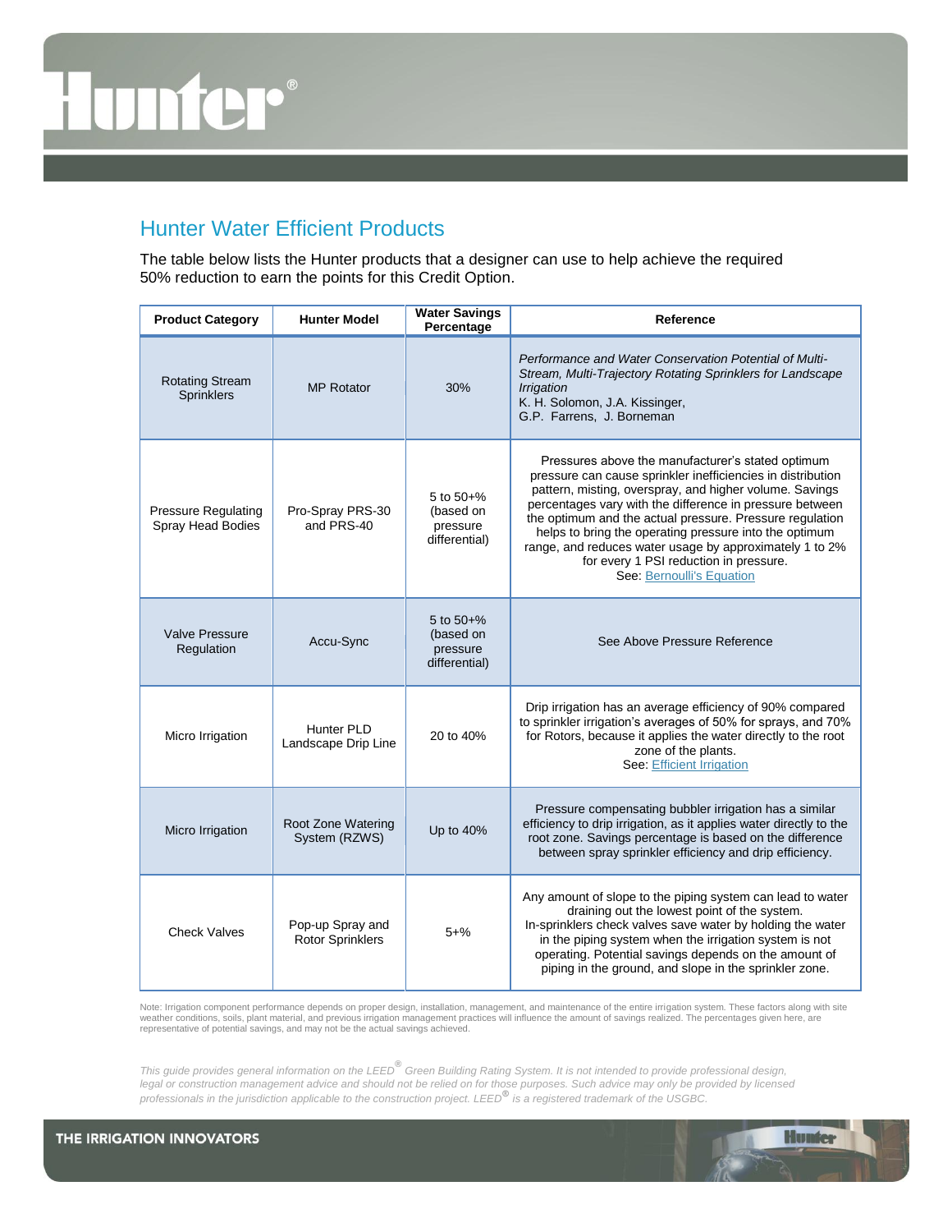## Hunter Water Efficient Products

The table below lists the Hunter products that a designer can use to help achieve the required 50% reduction to earn the points for this Credit Option.

| Product Category | Hunter Model | Water Savings Percentage | Reference |
|---|---|---|---|
| Rotating Stream Sprinklers | MP Rotator | 30% | *Performance and Water Conservation Potential of Multi-Stream, Multi-Trajectory Rotating Sprinklers for Landscape Irrigation* K. H. Solomon, J.A. Kissinger, G.P. Farrens, J. Borneman |
| Pressure Regulating Spray Head Bodies | Pro-Spray PRS-30 and PRS-40 | 5 to 50+% (based on pressure differential) | Pressures above the manufacturer's stated optimum pressure can cause sprinkler inefficiencies in distribution pattern, misting, overspray, and higher volume. Savings percentages vary with the difference in pressure between the optimum and the actual pressure. Pressure regulation helps to bring the operating pressure into the optimum range, and reduces water usage by approximately 1 to 2% for every 1 PSI reduction in pressure. See: Bernoulli's Equation |
| Valve Pressure Regulation | Accu-Sync | 5 to 50+% (based on pressure differential) | See Above Pressure Reference |
| Micro Irrigation | Hunter PLD Landscape Drip Line | 20 to 40% | Drip irrigation has an average efficiency of 90% compared to sprinkler irrigation's averages of 50% for sprays, and 70% for Rotors, because it applies the water directly to the root zone of the plants. See: Efficient Irrigation |
| Micro Irrigation | Root Zone Watering System (RZWS) | Up to 40% | Pressure compensating bubbler irrigation has a similar efficiency to drip irrigation, as it applies water directly to the root zone. Savings percentage is based on the difference between spray sprinkler efficiency and drip efficiency. |
| Check Valves | Pop-up Spray and Rotor Sprinklers | 5+% | Any amount of slope to the piping system can lead to water draining out the lowest point of the system. In-sprinklers check valves save water by holding the water in the piping system when the irrigation system is not operating. Potential savings depends on the amount of piping in the ground, and slope in the sprinkler zone. |

Note: Irrigation component performance depends on proper design, installation, management, and maintenance of the entire irrigation system. These factors along with site weather conditions, soils, plant material, and previous irrigation management practices will influence the amount of savings realized. The percentages given here, are representative of potential savings, and may not be the actual savings achieved.

*This guide provides general information on the LEED® Green Building Rating System. It is not intended to provide professional design, legal or construction management advice and should not be relied on for those purposes. Such advice may only be provided by licensed professionals in the jurisdiction applicable to the construction project. LEED® is a registered trademark of the USGBC.*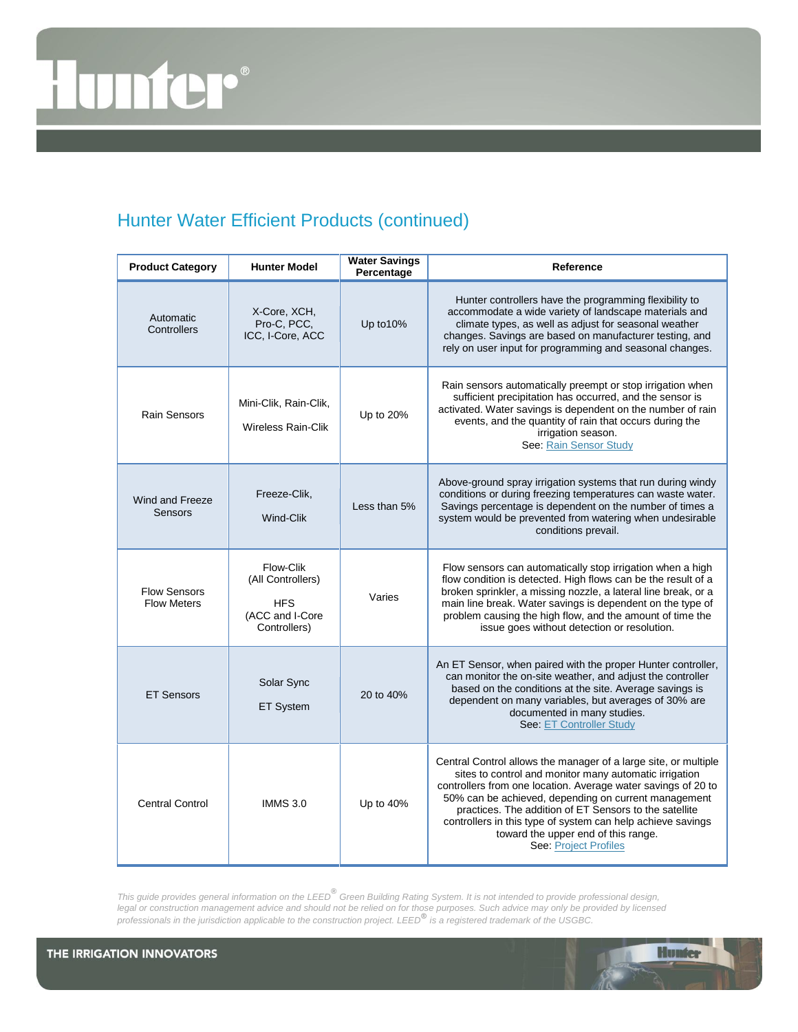## Hunter Water Efficient Products (continued)

| Product Category | Hunter Model | Water Savings Percentage | Reference |
|---|---|---|---|
| Automatic Controllers | X-Core, XCH, Pro-C, PCC, ICC, I-Core, ACC | Up to10% | Hunter controllers have the programming flexibility to accommodate a wide variety of landscape materials and climate types, as well as adjust for seasonal weather changes. Savings are based on manufacturer testing, and rely on user input for programming and seasonal changes. |
| Rain Sensors | Mini-Clik, Rain-Clik, Wireless Rain-Clik | Up to 20% | Rain sensors automatically preempt or stop irrigation when sufficient precipitation has occurred, and the sensor is activated. Water savings is dependent on the number of rain events, and the quantity of rain that occurs during the irrigation season. See: Rain Sensor Study |
| Wind and Freeze Sensors | Freeze-Clik, Wind-Clik | Less than 5% | Above-ground spray irrigation systems that run during windy conditions or during freezing temperatures can waste water. Savings percentage is dependent on the number of times a system would be prevented from watering when undesirable conditions prevail. |
| Flow Sensors Flow Meters | Flow-Clik (All Controllers) HFS (ACC and I-Core Controllers) | Varies | Flow sensors can automatically stop irrigation when a high flow condition is detected. High flows can be the result of a broken sprinkler, a missing nozzle, a lateral line break, or a main line break. Water savings is dependent on the type of problem causing the high flow, and the amount of time the issue goes without detection or resolution. |
| ET Sensors | Solar Sync ET System | 20 to 40% | An ET Sensor, when paired with the proper Hunter controller, can monitor the on-site weather, and adjust the controller based on the conditions at the site. Average savings is dependent on many variables, but averages of 30% are documented in many studies. See: ET Controller Study |
| Central Control | IMMS 3.0 | Up to 40% | Central Control allows the manager of a large site, or multiple sites to control and monitor many automatic irrigation controllers from one location. Average water savings of 20 to 50% can be achieved, depending on current management practices. The addition of ET Sensors to the satellite controllers in this type of system can help achieve savings toward the upper end of this range. See: Project Profiles |

*This guide provides general information on the LEED® Green Building Rating System. It is not intended to provide professional design, legal or construction management advice and should not be relied on for those purposes. Such advice may only be provided by licensed professionals in the jurisdiction applicable to the construction project. LEED® is a registered trademark of the USGBC.*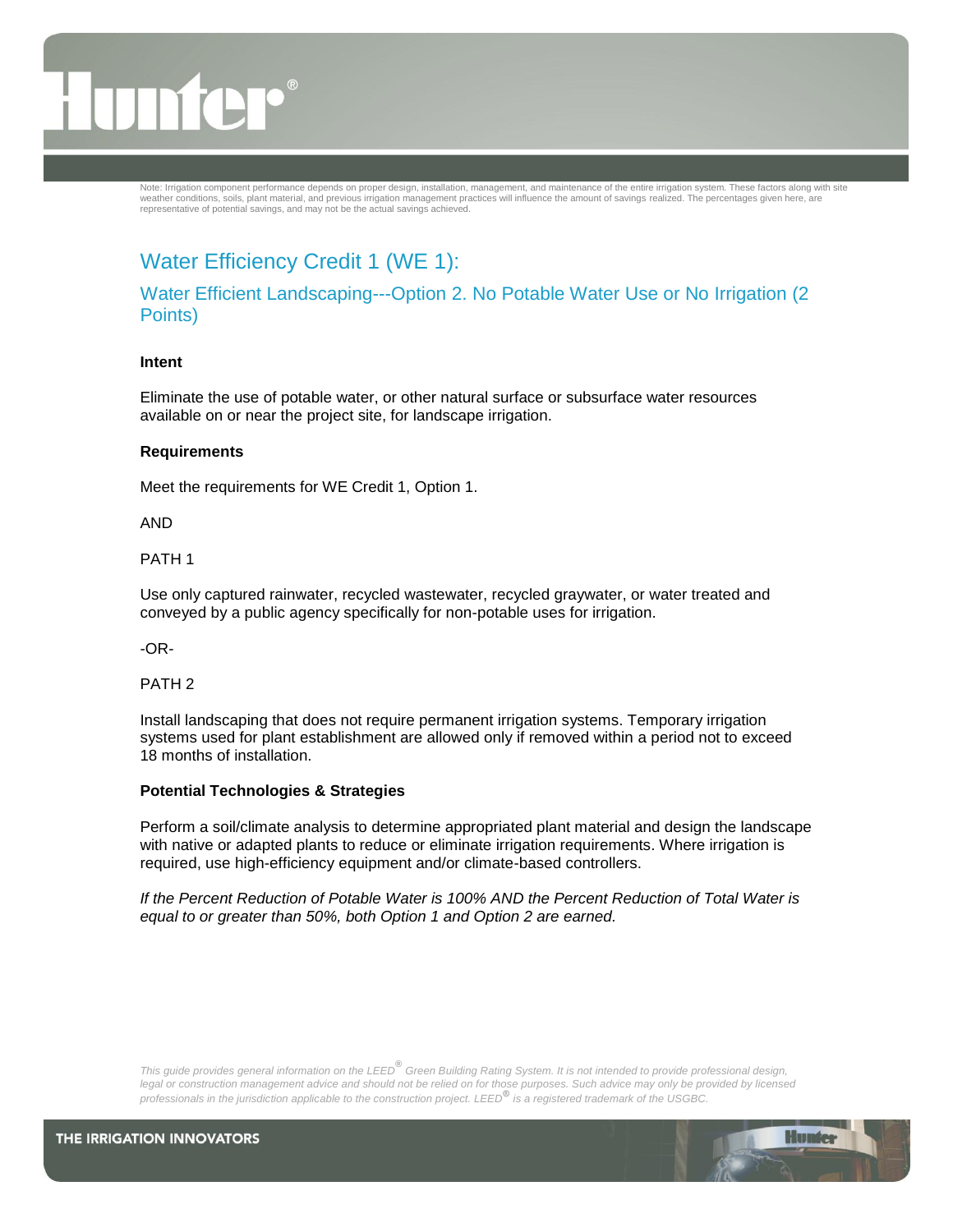Note: Irrigation component performance depends on proper design, installation, management, and maintenance of the entire irrigation system. These factors along with site weather conditions, soils, plant material, and previous irrigation management practices will influence the amount of savings realized. The percentages given here, are representative of potential savings, and may not be the actual savings achieved.

# Water Efficiency Credit 1 (WE 1):

## Water Efficient Landscaping---Option 2. No Potable Water Use or No Irrigation (2 Points)

**Intent**

Eliminate the use of potable water, or other natural surface or subsurface water resources available on or near the project site, for landscape irrigation.

**Requirements**

Meet the requirements for WE Credit 1, Option 1.

AND

PATH 1

Use only captured rainwater, recycled wastewater, recycled graywater, or water treated and conveyed by a public agency specifically for non-potable uses for irrigation.

-OR-

PATH 2

Install landscaping that does not require permanent irrigation systems. Temporary irrigation systems used for plant establishment are allowed only if removed within a period not to exceed 18 months of installation.

**Potential Technologies & Strategies**

Perform a soil/climate analysis to determine appropriated plant material and design the landscape with native or adapted plants to reduce or eliminate irrigation requirements. Where irrigation is required, use high-efficiency equipment and/or climate-based controllers.

*If the Percent Reduction of Potable Water is 100% AND the Percent Reduction of Total Water is equal to or greater than 50%, both Option 1 and Option 2 are earned.*

*This guide provides general information on the LEED® Green Building Rating System. It is not intended to provide professional design, legal or construction management advice and should not be relied on for those purposes. Such advice may only be provided by licensed professionals in the jurisdiction applicable to the construction project. LEED® is a registered trademark of the USGBC.*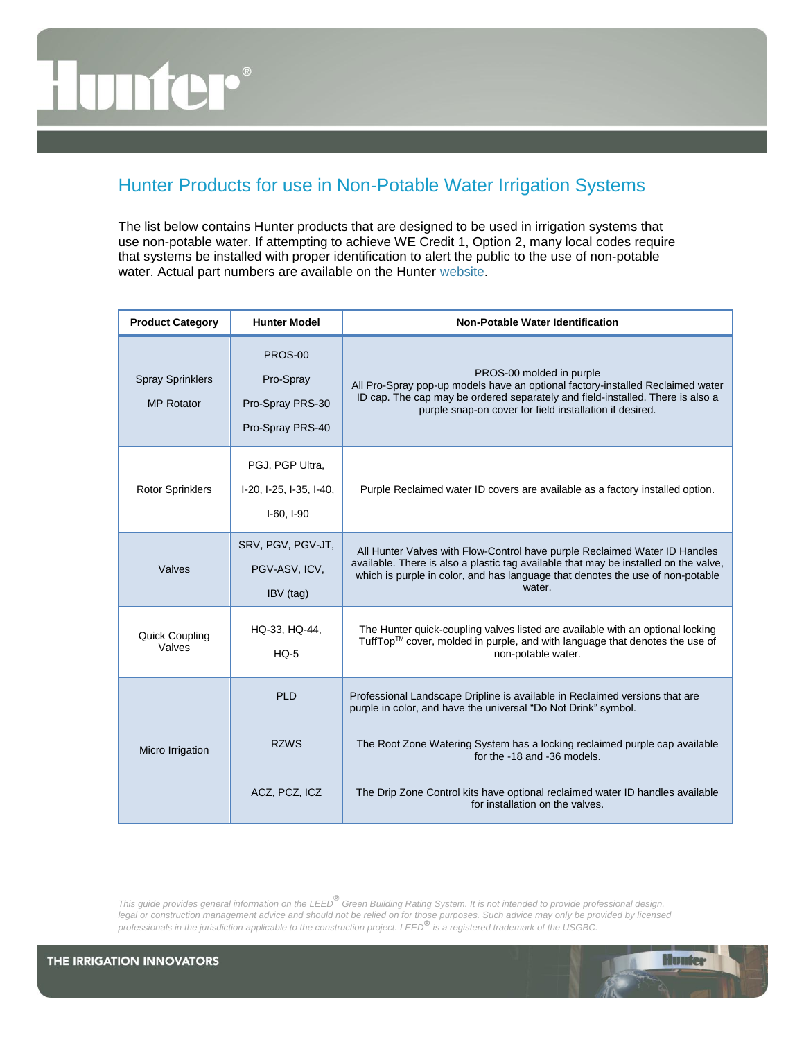## Hunter Products for use in Non-Potable Water Irrigation Systems

The list below contains Hunter products that are designed to be used in irrigation systems that use non-potable water. If attempting to achieve WE Credit 1, Option 2, many local codes require that systems be installed with proper identification to alert the public to the use of non-potable water. Actual part numbers are available on the Hunter website.

| Product Category | Hunter Model | Non-Potable Water Identification |
|---|---|---|
| Spray Sprinklers<br>MP Rotator | PROS-00<br>Pro-Spray<br>Pro-Spray PRS-30<br>Pro-Spray PRS-40 | PROS-00 molded in purple<br>All Pro-Spray pop-up models have an optional factory-installed Reclaimed water ID cap. The cap may be ordered separately and field-installed. There is also a purple snap-on cover for field installation if desired. |
| Rotor Sprinklers | PGJ, PGP Ultra,<br>I-20, I-25, I-35, I-40,<br>I-60, I-90 | Purple Reclaimed water ID covers are available as a factory installed option. |
| Valves | SRV, PGV, PGV-JT,<br>PGV-ASV, ICV,<br>IBV (tag) | All Hunter Valves with Flow-Control have purple Reclaimed Water ID Handles available. There is also a plastic tag available that may be installed on the valve, which is purple in color, and has language that denotes the use of non-potable water. |
| Quick Coupling Valves | HQ-33, HQ-44,<br>HQ-5 | The Hunter quick-coupling valves listed are available with an optional locking TuffTop™ cover, molded in purple, and with language that denotes the use of non-potable water. |
| Micro Irrigation | PLD | Professional Landscape Dripline is available in Reclaimed versions that are purple in color, and have the universal "Do Not Drink" symbol. |
| | RZWS | The Root Zone Watering System has a locking reclaimed purple cap available for the -18 and -36 models. |
| | ACZ, PCZ, ICZ | The Drip Zone Control kits have optional reclaimed water ID handles available for installation on the valves. |

*This guide provides general information on the LEED® Green Building Rating System. It is not intended to provide professional design, legal or construction management advice and should not be relied on for those purposes. Such advice may only be provided by licensed professionals in the jurisdiction applicable to the construction project. LEED® is a registered trademark of the USGBC.*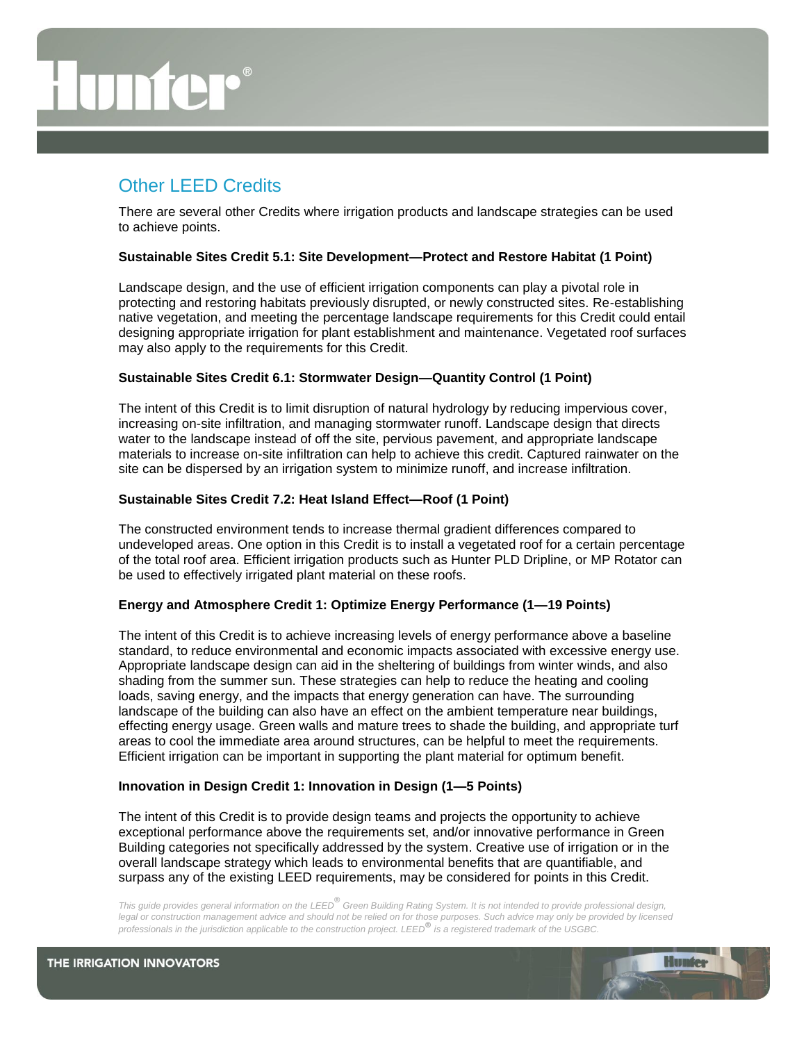## Other LEED Credits

There are several other Credits where irrigation products and landscape strategies can be used to achieve points.

**Sustainable Sites Credit 5.1: Site Development—Protect and Restore Habitat (1 Point)**

Landscape design, and the use of efficient irrigation components can play a pivotal role in protecting and restoring habitats previously disrupted, or newly constructed sites. Re-establishing native vegetation, and meeting the percentage landscape requirements for this Credit could entail designing appropriate irrigation for plant establishment and maintenance. Vegetated roof surfaces may also apply to the requirements for this Credit.

**Sustainable Sites Credit 6.1: Stormwater Design—Quantity Control (1 Point)**

The intent of this Credit is to limit disruption of natural hydrology by reducing impervious cover, increasing on-site infiltration, and managing stormwater runoff. Landscape design that directs water to the landscape instead of off the site, pervious pavement, and appropriate landscape materials to increase on-site infiltration can help to achieve this credit. Captured rainwater on the site can be dispersed by an irrigation system to minimize runoff, and increase infiltration.

**Sustainable Sites Credit 7.2: Heat Island Effect—Roof (1 Point)**

The constructed environment tends to increase thermal gradient differences compared to undeveloped areas. One option in this Credit is to install a vegetated roof for a certain percentage of the total roof area. Efficient irrigation products such as Hunter PLD Dripline, or MP Rotator can be used to effectively irrigated plant material on these roofs.

**Energy and Atmosphere Credit 1: Optimize Energy Performance (1—19 Points)**

The intent of this Credit is to achieve increasing levels of energy performance above a baseline standard, to reduce environmental and economic impacts associated with excessive energy use. Appropriate landscape design can aid in the sheltering of buildings from winter winds, and also shading from the summer sun. These strategies can help to reduce the heating and cooling loads, saving energy, and the impacts that energy generation can have. The surrounding landscape of the building can also have an effect on the ambient temperature near buildings, effecting energy usage. Green walls and mature trees to shade the building, and appropriate turf areas to cool the immediate area around structures, can be helpful to meet the requirements. Efficient irrigation can be important in supporting the plant material for optimum benefit.

**Innovation in Design Credit 1: Innovation in Design (1—5 Points)**

The intent of this Credit is to provide design teams and projects the opportunity to achieve exceptional performance above the requirements set, and/or innovative performance in Green Building categories not specifically addressed by the system. Creative use of irrigation or in the overall landscape strategy which leads to environmental benefits that are quantifiable, and surpass any of the existing LEED requirements, may be considered for points in this Credit.

*This guide provides general information on the LEED® Green Building Rating System. It is not intended to provide professional design, legal or construction management advice and should not be relied on for those purposes. Such advice may only be provided by licensed professionals in the jurisdiction applicable to the construction project. LEED® is a registered trademark of the USGBC.*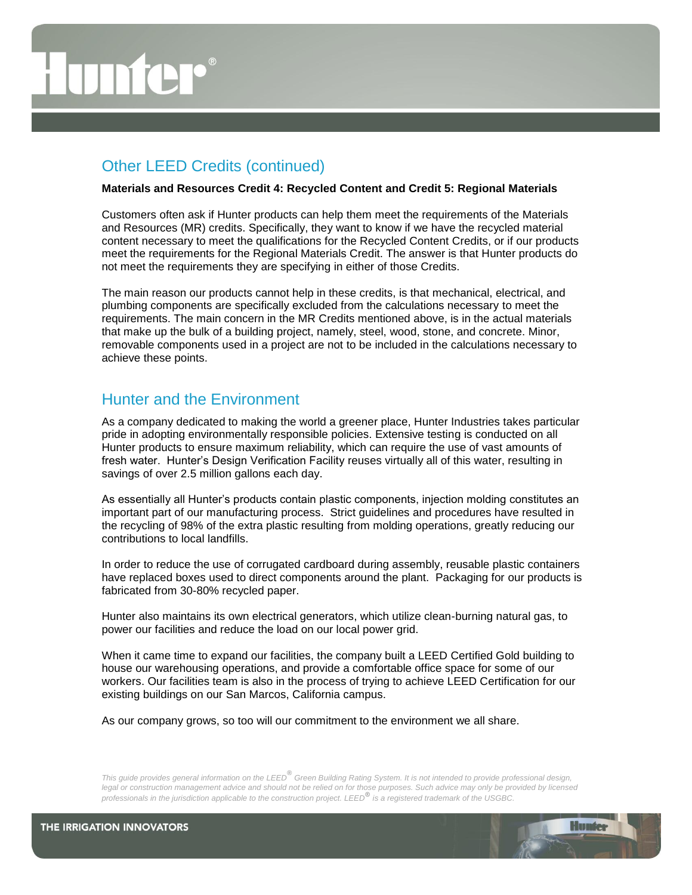## Other LEED Credits (continued)

**Materials and Resources Credit 4: Recycled Content and Credit 5: Regional Materials**

Customers often ask if Hunter products can help them meet the requirements of the Materials and Resources (MR) credits. Specifically, they want to know if we have the recycled material content necessary to meet the qualifications for the Recycled Content Credits, or if our products meet the requirements for the Regional Materials Credit. The answer is that Hunter products do not meet the requirements they are specifying in either of those Credits.

The main reason our products cannot help in these credits, is that mechanical, electrical, and plumbing components are specifically excluded from the calculations necessary to meet the requirements. The main concern in the MR Credits mentioned above, is in the actual materials that make up the bulk of a building project, namely, steel, wood, stone, and concrete. Minor, removable components used in a project are not to be included in the calculations necessary to achieve these points.

## Hunter and the Environment

As a company dedicated to making the world a greener place, Hunter Industries takes particular pride in adopting environmentally responsible policies. Extensive testing is conducted on all Hunter products to ensure maximum reliability, which can require the use of vast amounts of fresh water. Hunter's Design Verification Facility reuses virtually all of this water, resulting in savings of over 2.5 million gallons each day.

As essentially all Hunter's products contain plastic components, injection molding constitutes an important part of our manufacturing process. Strict guidelines and procedures have resulted in the recycling of 98% of the extra plastic resulting from molding operations, greatly reducing our contributions to local landfills.

In order to reduce the use of corrugated cardboard during assembly, reusable plastic containers have replaced boxes used to direct components around the plant. Packaging for our products is fabricated from 30-80% recycled paper.

Hunter also maintains its own electrical generators, which utilize clean-burning natural gas, to power our facilities and reduce the load on our local power grid.

When it came time to expand our facilities, the company built a LEED Certified Gold building to house our warehousing operations, and provide a comfortable office space for some of our workers. Our facilities team is also in the process of trying to achieve LEED Certification for our existing buildings on our San Marcos, California campus.

As our company grows, so too will our commitment to the environment we all share.

*This guide provides general information on the LEED® Green Building Rating System. It is not intended to provide professional design, legal or construction management advice and should not be relied on for those purposes. Such advice may only be provided by licensed professionals in the jurisdiction applicable to the construction project. LEED® is a registered trademark of the USGBC.*